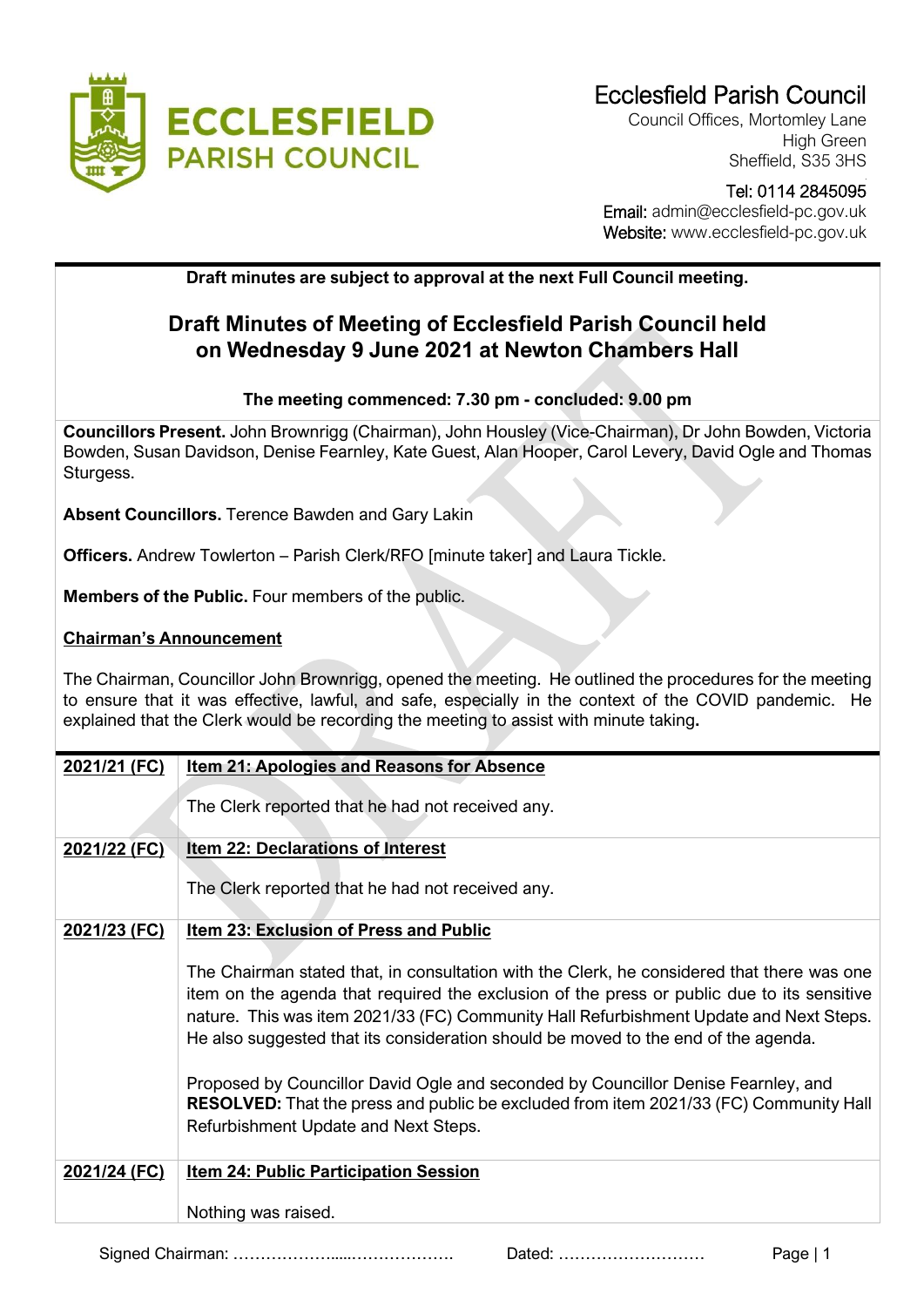Ecclesfield Parish Council
Council Offices, Mortomley Lane
High Green
Sheffield, S35 3HS

Tel: 0114 2845095
Email: admin@ecclesfield-pc.gov.uk
Website: www.ecclesfield-pc.gov.uk

**Draft minutes are subject to approval at the next Full Council meeting.**

# Draft Minutes of Meeting of Ecclesfield Parish Council held on Wednesday 9 June 2021 at Newton Chambers Hall

**The meeting commenced: 7.30 pm - concluded: 9.00 pm**

**Councillors Present.** John Brownrigg (Chairman), John Housley (Vice-Chairman), Dr John Bowden, Victoria Bowden, Susan Davidson, Denise Fearnley, Kate Guest, Alan Hooper, Carol Levery, David Ogle and Thomas Sturgess.

**Absent Councillors.** Terence Bawden and Gary Lakin

**Officers.** Andrew Towlerton – Parish Clerk/RFO [minute taker] and Laura Tickle.

**Members of the Public.** Four members of the public.

**Chairman's Announcement**

The Chairman, Councillor John Brownrigg, opened the meeting. He outlined the procedures for the meeting to ensure that it was effective, lawful, and safe, especially in the context of the COVID pandemic. He explained that the Clerk would be recording the meeting to assist with minute taking.

| | |
|---|---|
| **2021/21 (FC)** | **Item 21: Apologies and Reasons for Absence**<br><br>The Clerk reported that he had not received any. |
| **2021/22 (FC)** | **Item 22: Declarations of Interest**<br><br>The Clerk reported that he had not received any. |
| **2021/23 (FC)** | **Item 23: Exclusion of Press and Public**<br><br>The Chairman stated that, in consultation with the Clerk, he considered that there was one item on the agenda that required the exclusion of the press or public due to its sensitive nature. This was item 2021/33 (FC) Community Hall Refurbishment Update and Next Steps. He also suggested that its consideration should be moved to the end of the agenda.<br><br>Proposed by Councillor David Ogle and seconded by Councillor Denise Fearnley, and **RESOLVED:** That the press and public be excluded from item 2021/33 (FC) Community Hall Refurbishment Update and Next Steps. |
| **2021/24 (FC)** | **Item 24: Public Participation Session**<br><br>Nothing was raised. |

Signed Chairman: ……………….....………………. Dated: ………………………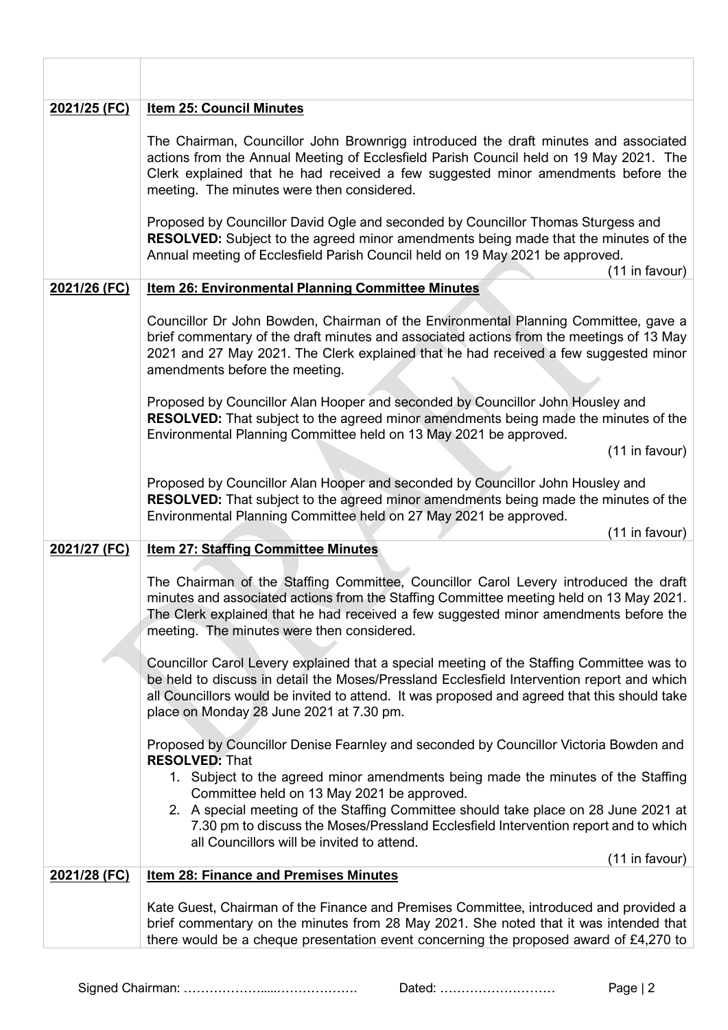| | |
|---|---|
| | |
| **2021/25 (FC)** | **Item 25: Council Minutes**<br><br>The Chairman, Councillor John Brownrigg introduced the draft minutes and associated actions from the Annual Meeting of Ecclesfield Parish Council held on 19 May 2021. The Clerk explained that he had received a few suggested minor amendments before the meeting. The minutes were then considered.<br><br>Proposed by Councillor David Ogle and seconded by Councillor Thomas Sturgess and **RESOLVED:** Subject to the agreed minor amendments being made that the minutes of the Annual meeting of Ecclesfield Parish Council held on 19 May 2021 be approved.<br>(11 in favour) |
| **2021/26 (FC)** | **Item 26: Environmental Planning Committee Minutes**<br><br>Councillor Dr John Bowden, Chairman of the Environmental Planning Committee, gave a brief commentary of the draft minutes and associated actions from the meetings of 13 May 2021 and 27 May 2021. The Clerk explained that he had received a few suggested minor amendments before the meeting.<br><br>Proposed by Councillor Alan Hooper and seconded by Councillor John Housley and **RESOLVED:** That subject to the agreed minor amendments being made the minutes of the Environmental Planning Committee held on 13 May 2021 be approved.<br>(11 in favour)<br><br>Proposed by Councillor Alan Hooper and seconded by Councillor John Housley and **RESOLVED:** That subject to the agreed minor amendments being made the minutes of the Environmental Planning Committee held on 27 May 2021 be approved.<br>(11 in favour) |
| **2021/27 (FC)** | **Item 27: Staffing Committee Minutes**<br><br>The Chairman of the Staffing Committee, Councillor Carol Levery introduced the draft minutes and associated actions from the Staffing Committee meeting held on 13 May 2021. The Clerk explained that he had received a few suggested minor amendments before the meeting. The minutes were then considered.<br><br>Councillor Carol Levery explained that a special meeting of the Staffing Committee was to be held to discuss in detail the Moses/Pressland Ecclesfield Intervention report and which all Councillors would be invited to attend. It was proposed and agreed that this should take place on Monday 28 June 2021 at 7.30 pm.<br><br>Proposed by Councillor Denise Fearnley and seconded by Councillor Victoria Bowden and **RESOLVED:** That<br>1. Subject to the agreed minor amendments being made the minutes of the Staffing Committee held on 13 May 2021 be approved.<br>2. A special meeting of the Staffing Committee should take place on 28 June 2021 at 7.30 pm to discuss the Moses/Pressland Ecclesfield Intervention report and to which all Councillors will be invited to attend.<br>(11 in favour) |
| **2021/28 (FC)** | **Item 28: Finance and Premises Minutes**<br><br>Kate Guest, Chairman of the Finance and Premises Committee, introduced and provided a brief commentary on the minutes from 28 May 2021. She noted that it was intended that there would be a cheque presentation event concerning the proposed award of £4,270 to |

Signed Chairman: ……………….....………………. Dated: ………………………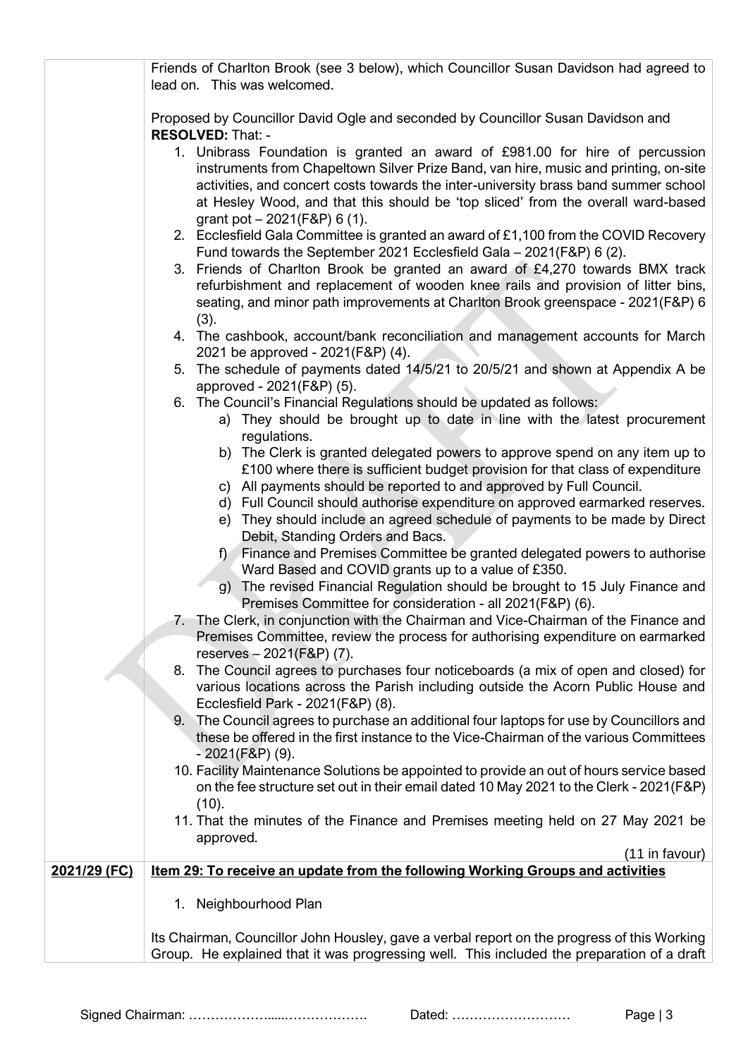| | |
|---|---|
| | Friends of Charlton Brook (see 3 below), which Councillor Susan Davidson had agreed to lead on. This was welcomed.<br><br>Proposed by Councillor David Ogle and seconded by Councillor Susan Davidson and **RESOLVED:** That: -<br>1. Unibrass Foundation is granted an award of £981.00 for hire of percussion instruments from Chapeltown Silver Prize Band, van hire, music and printing, on-site activities, and concert costs towards the inter-university brass band summer school at Hesley Wood, and that this should be 'top sliced' from the overall ward-based grant pot – 2021(F&P) 6 (1).<br>2. Ecclesfield Gala Committee is granted an award of £1,100 from the COVID Recovery Fund towards the September 2021 Ecclesfield Gala – 2021(F&P) 6 (2).<br>3. Friends of Charlton Brook be granted an award of £4,270 towards BMX track refurbishment and replacement of wooden knee rails and provision of litter bins, seating, and minor path improvements at Charlton Brook greenspace - 2021(F&P) 6 (3).<br>4. The cashbook, account/bank reconciliation and management accounts for March 2021 be approved - 2021(F&P) (4).<br>5. The schedule of payments dated 14/5/21 to 20/5/21 and shown at Appendix A be approved - 2021(F&P) (5).<br>6. The Council's Financial Regulations should be updated as follows:<br>a) They should be brought up to date in line with the latest procurement regulations.<br>b) The Clerk is granted delegated powers to approve spend on any item up to £100 where there is sufficient budget provision for that class of expenditure<br>c) All payments should be reported to and approved by Full Council.<br>d) Full Council should authorise expenditure on approved earmarked reserves.<br>e) They should include an agreed schedule of payments to be made by Direct Debit, Standing Orders and Bacs.<br>f) Finance and Premises Committee be granted delegated powers to authorise Ward Based and COVID grants up to a value of £350.<br>g) The revised Financial Regulation should be brought to 15 July Finance and Premises Committee for consideration - all 2021(F&P) (6).<br>7. The Clerk, in conjunction with the Chairman and Vice-Chairman of the Finance and Premises Committee, review the process for authorising expenditure on earmarked reserves – 2021(F&P) (7).<br>8. The Council agrees to purchases four noticeboards (a mix of open and closed) for various locations across the Parish including outside the Acorn Public House and Ecclesfield Park - 2021(F&P) (8).<br>9. The Council agrees to purchase an additional four laptops for use by Councillors and these be offered in the first instance to the Vice-Chairman of the various Committees - 2021(F&P) (9).<br>10. Facility Maintenance Solutions be appointed to provide an out of hours service based on the fee structure set out in their email dated 10 May 2021 to the Clerk - 2021(F&P) (10).<br>11. That the minutes of the Finance and Premises meeting held on 27 May 2021 be approved.<br><br>(11 in favour) |
| **2021/29 (FC)** | **Item 29: To receive an update from the following Working Groups and activities**<br><br>1. Neighbourhood Plan<br><br>Its Chairman, Councillor John Housley, gave a verbal report on the progress of this Working Group. He explained that it was progressing well. This included the preparation of a draft |

Signed Chairman: ……………….....………………. Dated: ………………………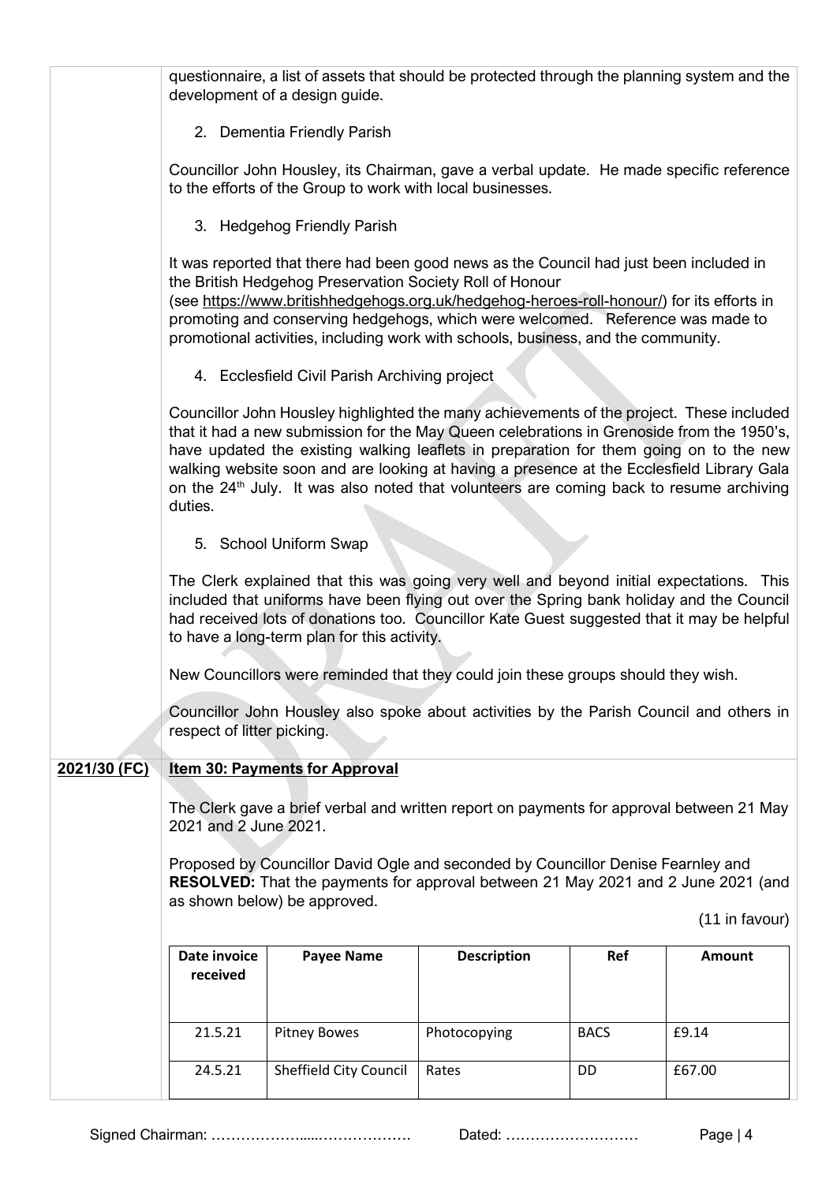questionnaire, a list of assets that should be protected through the planning system and the development of a design guide.

2. Dementia Friendly Parish

Councillor John Housley, its Chairman, gave a verbal update. He made specific reference to the efforts of the Group to work with local businesses.

3. Hedgehog Friendly Parish

It was reported that there had been good news as the Council had just been included in the British Hedgehog Preservation Society Roll of Honour (see https://www.britishhedgehogs.org.uk/hedgehog-heroes-roll-honour/) for its efforts in promoting and conserving hedgehogs, which were welcomed. Reference was made to promotional activities, including work with schools, business, and the community.

4. Ecclesfield Civil Parish Archiving project

Councillor John Housley highlighted the many achievements of the project. These included that it had a new submission for the May Queen celebrations in Grenoside from the 1950's, have updated the existing walking leaflets in preparation for them going on to the new walking website soon and are looking at having a presence at the Ecclesfield Library Gala on the 24th July. It was also noted that volunteers are coming back to resume archiving duties.

5. School Uniform Swap

The Clerk explained that this was going very well and beyond initial expectations. This included that uniforms have been flying out over the Spring bank holiday and the Council had received lots of donations too. Councillor Kate Guest suggested that it may be helpful to have a long-term plan for this activity.

New Councillors were reminded that they could join these groups should they wish.

Councillor John Housley also spoke about activities by the Parish Council and others in respect of litter picking.

**2021/30 (FC)** **Item 30: Payments for Approval**

The Clerk gave a brief verbal and written report on payments for approval between 21 May 2021 and 2 June 2021.

Proposed by Councillor David Ogle and seconded by Councillor Denise Fearnley and **RESOLVED:** That the payments for approval between 21 May 2021 and 2 June 2021 (and as shown below) be approved.

(11 in favour)

| Date invoice received | Payee Name | Description | Ref | Amount |
|---|---|---|---|---|
| 21.5.21 | Pitney Bowes | Photocopying | BACS | £9.14 |
| 24.5.21 | Sheffield City Council | Rates | DD | £67.00 |

Signed Chairman: ……………….....………………. Dated: ………………………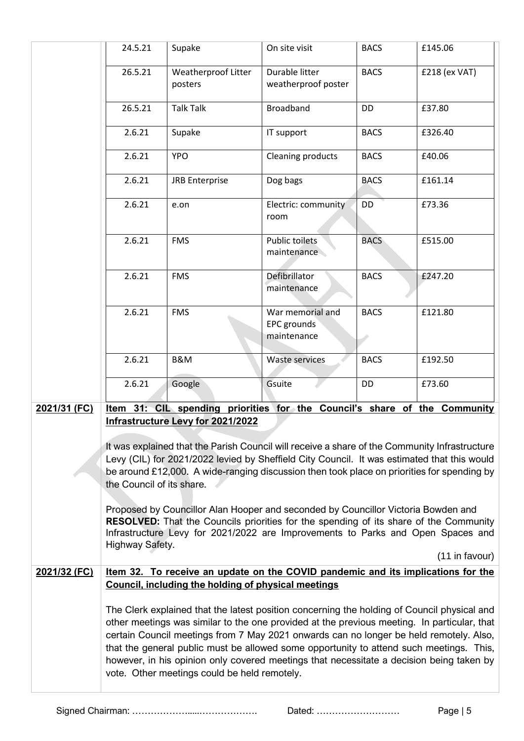| | | | | |
|---|---|---|---|---|
| 24.5.21 | Supake | On site visit | BACS | £145.06 |
| 26.5.21 | Weatherproof Litter posters | Durable litter weatherproof poster | BACS | £218 (ex VAT) |
| 26.5.21 | Talk Talk | Broadband | DD | £37.80 |
| 2.6.21 | Supake | IT support | BACS | £326.40 |
| 2.6.21 | YPO | Cleaning products | BACS | £40.06 |
| 2.6.21 | JRB Enterprise | Dog bags | BACS | £161.14 |
| 2.6.21 | e.on | Electric: community room | DD | £73.36 |
| 2.6.21 | FMS | Public toilets maintenance | BACS | £515.00 |
| 2.6.21 | FMS | Defibrillator maintenance | BACS | £247.20 |
| 2.6.21 | FMS | War memorial and EPC grounds maintenance | BACS | £121.80 |
| 2.6.21 | B&M | Waste services | BACS | £192.50 |
| 2.6.21 | Google | Gsuite | DD | £73.60 |

**2021/31 (FC)**

**Item 31: CIL spending priorities for the Council's share of the Community Infrastructure Levy for 2021/2022**

It was explained that the Parish Council will receive a share of the Community Infrastructure Levy (CIL) for 2021/2022 levied by Sheffield City Council. It was estimated that this would be around £12,000. A wide-ranging discussion then took place on priorities for spending by the Council of its share.

Proposed by Councillor Alan Hooper and seconded by Councillor Victoria Bowden and **RESOLVED:** That the Councils priorities for the spending of its share of the Community Infrastructure Levy for 2021/2022 are Improvements to Parks and Open Spaces and Highway Safety.

(11 in favour)

**2021/32 (FC)**

**Item 32. To receive an update on the COVID pandemic and its implications for the Council, including the holding of physical meetings**

The Clerk explained that the latest position concerning the holding of Council physical and other meetings was similar to the one provided at the previous meeting. In particular, that certain Council meetings from 7 May 2021 onwards can no longer be held remotely. Also, that the general public must be allowed some opportunity to attend such meetings. This, however, in his opinion only covered meetings that necessitate a decision being taken by vote. Other meetings could be held remotely.

Signed Chairman: ……………….....………………. Dated: ………………………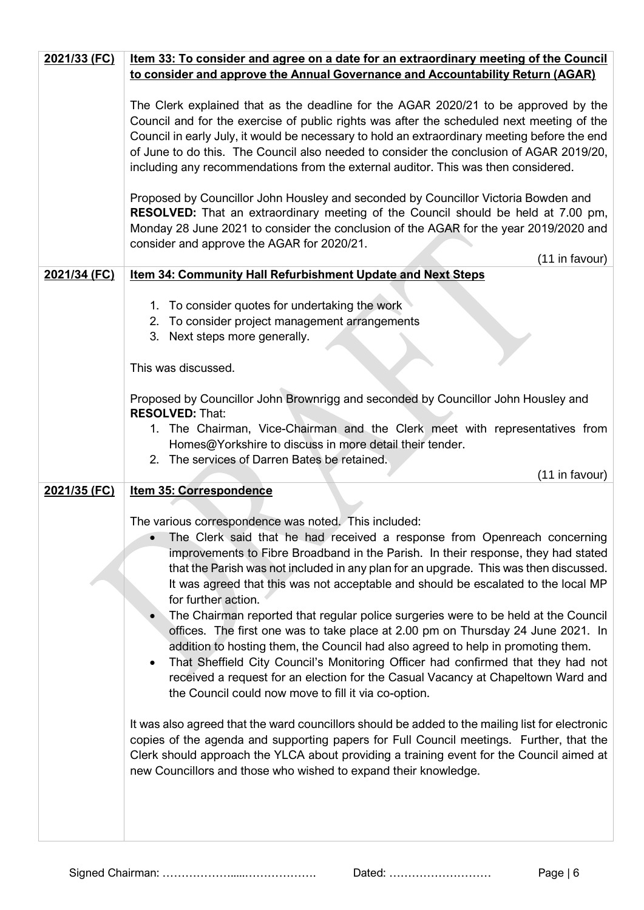| | |
|---|---|
| **2021/33 (FC)** | **Item 33: To consider and agree on a date for an extraordinary meeting of the Council to consider and approve the Annual Governance and Accountability Return (AGAR)**<br><br>The Clerk explained that as the deadline for the AGAR 2020/21 to be approved by the Council and for the exercise of public rights was after the scheduled next meeting of the Council in early July, it would be necessary to hold an extraordinary meeting before the end of June to do this. The Council also needed to consider the conclusion of AGAR 2019/20, including any recommendations from the external auditor. This was then considered.<br><br>Proposed by Councillor John Housley and seconded by Councillor Victoria Bowden and **RESOLVED:** That an extraordinary meeting of the Council should be held at 7.00 pm, Monday 28 June 2021 to consider the conclusion of the AGAR for the year 2019/2020 and consider and approve the AGAR for 2020/21.<br><br>(11 in favour) |
| **2021/34 (FC)** | **Item 34: Community Hall Refurbishment Update and Next Steps**<br><br>1. To consider quotes for undertaking the work<br>2. To consider project management arrangements<br>3. Next steps more generally.<br><br>This was discussed.<br><br>Proposed by Councillor John Brownrigg and seconded by Councillor John Housley and **RESOLVED:** That:<br>1. The Chairman, Vice-Chairman and the Clerk meet with representatives from Homes@Yorkshire to discuss in more detail their tender.<br>2. The services of Darren Bates be retained.<br><br>(11 in favour) |
| **2021/35 (FC)** | **Item 35: Correspondence**<br><br>The various correspondence was noted. This included:<br>• The Clerk said that he had received a response from Openreach concerning improvements to Fibre Broadband in the Parish. In their response, they had stated that the Parish was not included in any plan for an upgrade. This was then discussed. It was agreed that this was not acceptable and should be escalated to the local MP for further action.<br>• The Chairman reported that regular police surgeries were to be held at the Council offices. The first one was to take place at 2.00 pm on Thursday 24 June 2021. In addition to hosting them, the Council had also agreed to help in promoting them.<br>• That Sheffield City Council's Monitoring Officer had confirmed that they had not received a request for an election for the Casual Vacancy at Chapeltown Ward and the Council could now move to fill it via co-option.<br><br>It was also agreed that the ward councillors should be added to the mailing list for electronic copies of the agenda and supporting papers for Full Council meetings. Further, that the Clerk should approach the YLCA about providing a training event for the Council aimed at new Councillors and those who wished to expand their knowledge. |

Signed Chairman: ……………….....………………. Dated: ………………………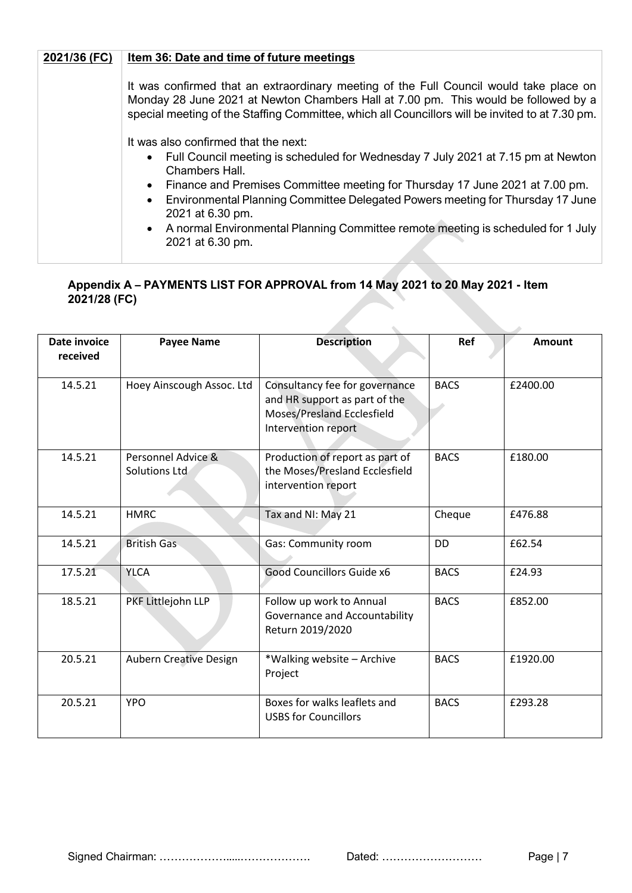| 2021/36 (FC) | Item 36: Date and time of future meetings |
| --- | --- |
| | It was confirmed that an extraordinary meeting of the Full Council would take place on Monday 28 June 2021 at Newton Chambers Hall at 7.00 pm. This would be followed by a special meeting of the Staffing Committee, which all Councillors will be invited to at 7.30 pm.<br><br>It was also confirmed that the next:<br>• Full Council meeting is scheduled for Wednesday 7 July 2021 at 7.15 pm at Newton Chambers Hall.<br>• Finance and Premises Committee meeting for Thursday 17 June 2021 at 7.00 pm.<br>• Environmental Planning Committee Delegated Powers meeting for Thursday 17 June 2021 at 6.30 pm.<br>• A normal Environmental Planning Committee remote meeting is scheduled for 1 July 2021 at 6.30 pm. |

### Appendix A – PAYMENTS LIST FOR APPROVAL from 14 May 2021 to 20 May 2021 - Item 2021/28 (FC)

| Date invoice received | Payee Name | Description | Ref | Amount |
| --- | --- | --- | --- | --- |
| 14.5.21 | Hoey Ainscough Assoc. Ltd | Consultancy fee for governance and HR support as part of the Moses/Presland Ecclesfield Intervention report | BACS | £2400.00 |
| 14.5.21 | Personnel Advice & Solutions Ltd | Production of report as part of the Moses/Presland Ecclesfield intervention report | BACS | £180.00 |
| 14.5.21 | HMRC | Tax and NI: May 21 | Cheque | £476.88 |
| 14.5.21 | British Gas | Gas: Community room | DD | £62.54 |
| 17.5.21 | YLCA | Good Councillors Guide x6 | BACS | £24.93 |
| 18.5.21 | PKF Littlejohn LLP | Follow up work to Annual Governance and Accountability Return 2019/2020 | BACS | £852.00 |
| 20.5.21 | Aubern Creative Design | *Walking website – Archive Project | BACS | £1920.00 |
| 20.5.21 | YPO | Boxes for walks leaflets and USBS for Councillors | BACS | £293.28 |

Signed Chairman: ……………….....………………. Dated: ………………………